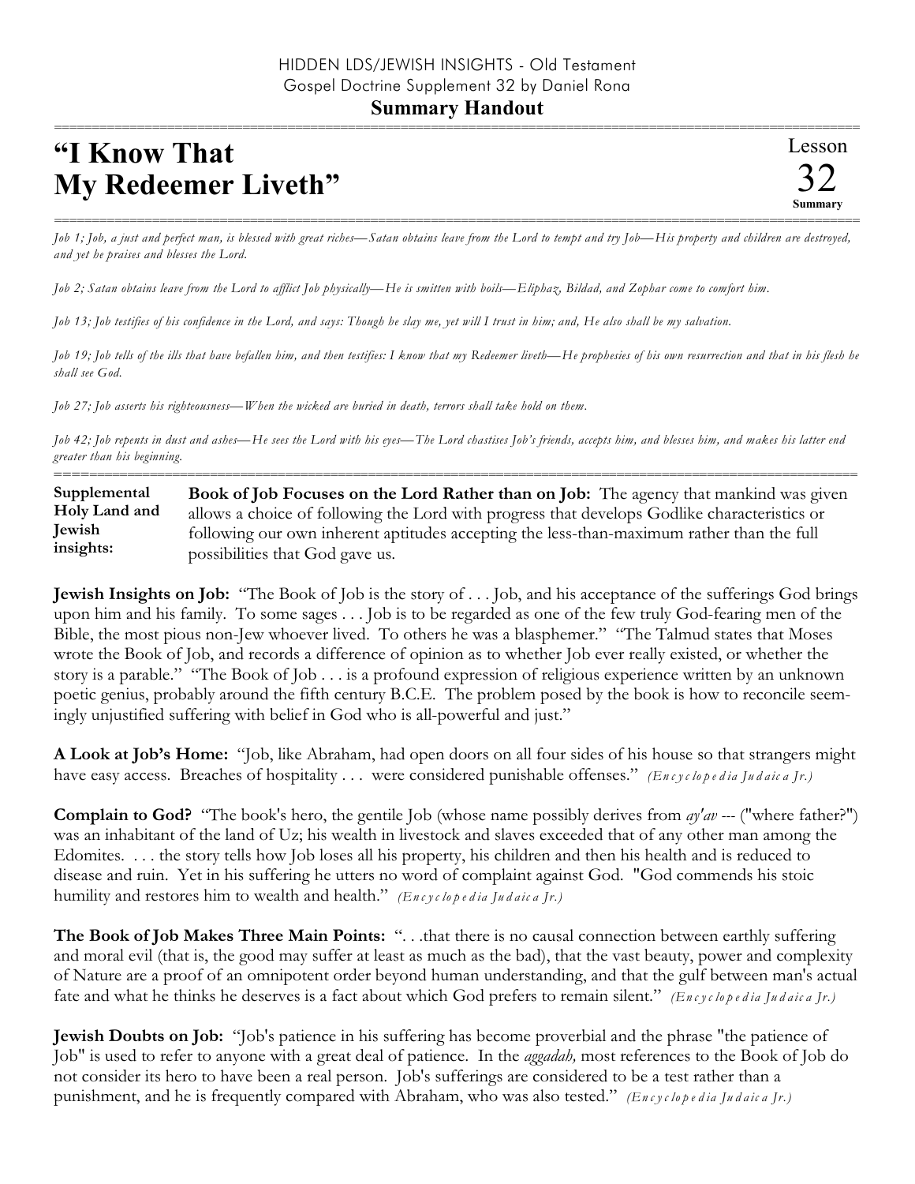HIDDEN LDS/JEWISH INSIGHTS - Old Testament
Gospel Doctrine Supplement 32 by Daniel Rona

**Summary Handout**

# "I Know That My Redeemer Liveth"

Lesson 32 **Summary**

*Job 1; Job, a just and perfect man, is blessed with great riches—Satan obtains leave from the Lord to tempt and try Job—His property and children are destroyed, and yet he praises and blesses the Lord.*

*Job 2; Satan obtains leave from the Lord to afflict Job physically—He is smitten with boils—Eliphaz, Bildad, and Zophar come to comfort him.*

*Job 13; Job testifies of his confidence in the Lord, and says: Though he slay me, yet will I trust in him; and, He also shall be my salvation.*

*Job 19; Job tells of the ills that have befallen him, and then testifies: I know that my Redeemer liveth—He prophesies of his own resurrection and that in his flesh he shall see God.*

*Job 27; Job asserts his righteousness—When the wicked are buried in death, terrors shall take hold on them.*

*Job 42; Job repents in dust and ashes—He sees the Lord with his eyes—The Lord chastises Job's friends, accepts him, and blesses him, and makes his latter end greater than his beginning.*

**Supplemental Holy Land and Jewish insights:**

**Book of Job Focuses on the Lord Rather than on Job:** The agency that mankind was given allows a choice of following the Lord with progress that develops Godlike characteristics or following our own inherent aptitudes accepting the less-than-maximum rather than the full possibilities that God gave us.

**Jewish Insights on Job:** "The Book of Job is the story of . . . Job, and his acceptance of the sufferings God brings upon him and his family. To some sages . . . Job is to be regarded as one of the few truly God-fearing men of the Bible, the most pious non-Jew whoever lived. To others he was a blasphemer." "The Talmud states that Moses wrote the Book of Job, and records a difference of opinion as to whether Job ever really existed, or whether the story is a parable." "The Book of Job . . . is a profound expression of religious experience written by an unknown poetic genius, probably around the fifth century B.C.E. The problem posed by the book is how to reconcile seemingly unjustified suffering with belief in God who is all-powerful and just."

**A Look at Job's Home:** "Job, like Abraham, had open doors on all four sides of his house so that strangers might have easy access. Breaches of hospitality . . . were considered punishable offenses." *(Encyclopedia Judaica Jr.)*

**Complain to God?** "The book's hero, the gentile Job (whose name possibly derives from *ay'av* --- ("where father?") was an inhabitant of the land of Uz; his wealth in livestock and slaves exceeded that of any other man among the Edomites. . . . the story tells how Job loses all his property, his children and then his health and is reduced to disease and ruin. Yet in his suffering he utters no word of complaint against God. "God commends his stoic humility and restores him to wealth and health." *(Encyclopedia Judaica Jr.)*

**The Book of Job Makes Three Main Points:** ". . .that there is no causal connection between earthly suffering and moral evil (that is, the good may suffer at least as much as the bad), that the vast beauty, power and complexity of Nature are a proof of an omnipotent order beyond human understanding, and that the gulf between man's actual fate and what he thinks he deserves is a fact about which God prefers to remain silent." *(Encyclopedia Judaica Jr.)*

**Jewish Doubts on Job:** "Job's patience in his suffering has become proverbial and the phrase "the patience of Job" is used to refer to anyone with a great deal of patience. In the *aggadah,* most references to the Book of Job do not consider its hero to have been a real person. Job's sufferings are considered to be a test rather than a punishment, and he is frequently compared with Abraham, who was also tested." *(Encyclopedia Judaica Jr.)*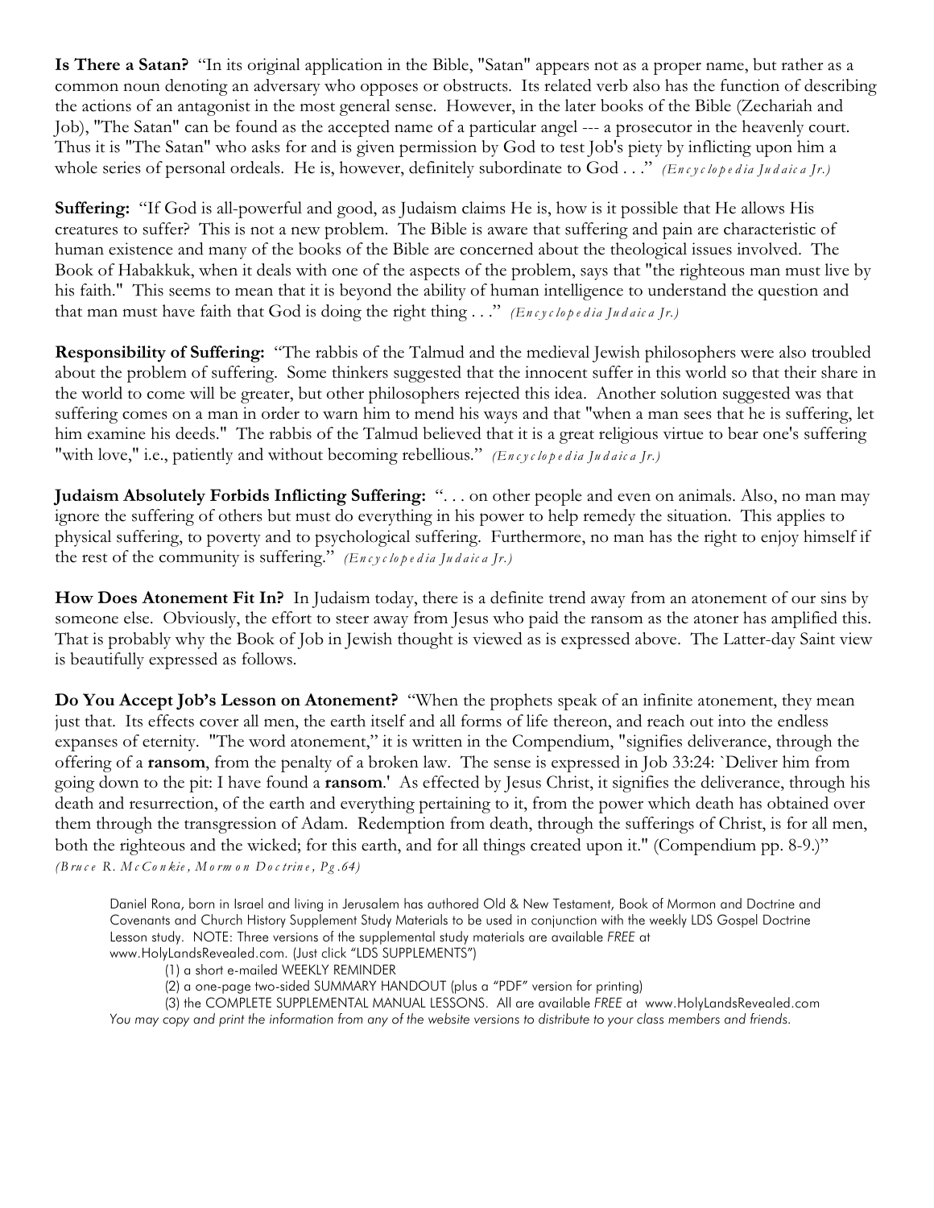**Is There a Satan?** "In its original application in the Bible, "Satan" appears not as a proper name, but rather as a common noun denoting an adversary who opposes or obstructs. Its related verb also has the function of describing the actions of an antagonist in the most general sense. However, in the later books of the Bible (Zechariah and Job), "The Satan" can be found as the accepted name of a particular angel --- a prosecutor in the heavenly court. Thus it is "The Satan" who asks for and is given permission by God to test Job's piety by inflicting upon him a whole series of personal ordeals. He is, however, definitely subordinate to God . . ." *(Encyclopedia Judaica Jr.)*

**Suffering:** "If God is all-powerful and good, as Judaism claims He is, how is it possible that He allows His creatures to suffer? This is not a new problem. The Bible is aware that suffering and pain are characteristic of human existence and many of the books of the Bible are concerned about the theological issues involved. The Book of Habakkuk, when it deals with one of the aspects of the problem, says that "the righteous man must live by his faith." This seems to mean that it is beyond the ability of human intelligence to understand the question and that man must have faith that God is doing the right thing . . ." *(Encyclopedia Judaica Jr.)*

**Responsibility of Suffering:** "The rabbis of the Talmud and the medieval Jewish philosophers were also troubled about the problem of suffering. Some thinkers suggested that the innocent suffer in this world so that their share in the world to come will be greater, but other philosophers rejected this idea. Another solution suggested was that suffering comes on a man in order to warn him to mend his ways and that "when a man sees that he is suffering, let him examine his deeds." The rabbis of the Talmud believed that it is a great religious virtue to bear one's suffering "with love," i.e., patiently and without becoming rebellious." *(Encyclopedia Judaica Jr.)*

**Judaism Absolutely Forbids Inflicting Suffering:** ". . . on other people and even on animals. Also, no man may ignore the suffering of others but must do everything in his power to help remedy the situation. This applies to physical suffering, to poverty and to psychological suffering. Furthermore, no man has the right to enjoy himself if the rest of the community is suffering." *(Encyclopedia Judaica Jr.)*

**How Does Atonement Fit In?** In Judaism today, there is a definite trend away from an atonement of our sins by someone else. Obviously, the effort to steer away from Jesus who paid the ransom as the atoner has amplified this. That is probably why the Book of Job in Jewish thought is viewed as is expressed above. The Latter-day Saint view is beautifully expressed as follows.

**Do You Accept Job's Lesson on Atonement?** "When the prophets speak of an infinite atonement, they mean just that. Its effects cover all men, the earth itself and all forms of life thereon, and reach out into the endless expanses of eternity. "The word atonement," it is written in the Compendium, "signifies deliverance, through the offering of a **ransom**, from the penalty of a broken law. The sense is expressed in Job 33:24: `Deliver him from going down to the pit: I have found a **ransom**.' As effected by Jesus Christ, it signifies the deliverance, through his death and resurrection, of the earth and everything pertaining to it, from the power which death has obtained over them through the transgression of Adam. Redemption from death, through the sufferings of Christ, is for all men, both the righteous and the wicked; for this earth, and for all things created upon it." (Compendium pp. 8-9.)" *(Bruce R. McConkie, Mormon Doctrine, Pg.64)*

Daniel Rona, born in Israel and living in Jerusalem has authored Old & New Testament, Book of Mormon and Doctrine and Covenants and Church History Supplement Study Materials to be used in conjunction with the weekly LDS Gospel Doctrine Lesson study. NOTE: Three versions of the supplemental study materials are available *FREE* at www.HolyLandsRevealed.com. (Just click "LDS SUPPLEMENTS")

(1) a short e-mailed WEEKLY REMINDER

(2) a one-page two-sided SUMMARY HANDOUT (plus a "PDF" version for printing)

(3) the COMPLETE SUPPLEMENTAL MANUAL LESSONS. All are available *FREE* at www.HolyLandsRevealed.com

*You may copy and print the information from any of the website versions to distribute to your class members and friends.*